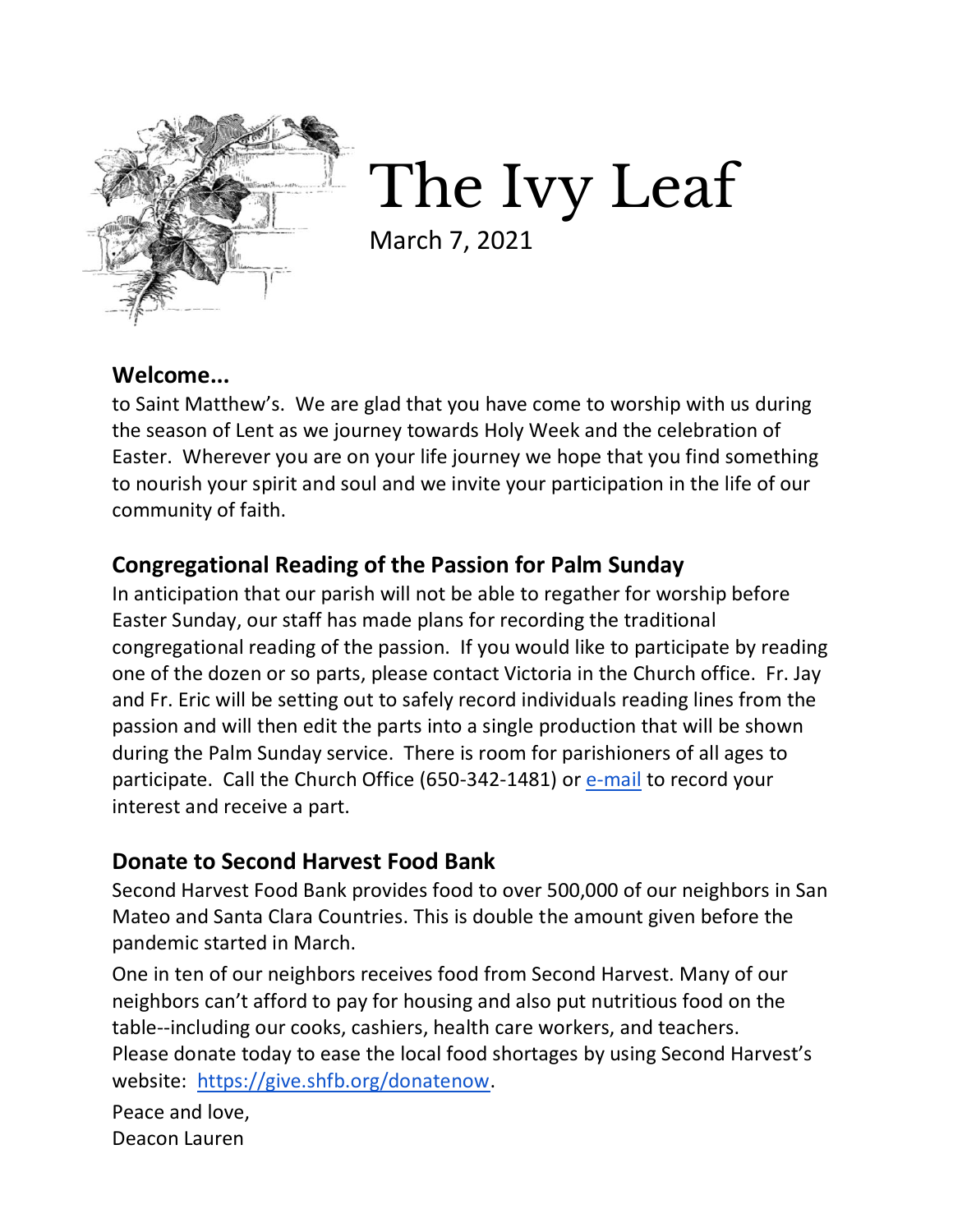# The Ivy Leaf

March 7, 2021

## Welcome...

to Saint Matthew's. We are glad that you have come to worship with us during the season of Lent as we journey towards Holy Week and the celebration of Easter. Wherever you are on your life journey we hope that you find something to nourish your spirit and soul and we invite your participation in the life of our community of faith.

## Congregational Reading of the Passion for Palm Sunday

In anticipation that our parish will not be able to regather for worship before Easter Sunday, our staff has made plans for recording the traditional congregational reading of the passion. If you would like to participate by reading one of the dozen or so parts, please contact Victoria in the Church office. Fr. Jay and Fr. Eric will be setting out to safely record individuals reading lines from the passion and will then edit the parts into a single production that will be shown during the Palm Sunday service. There is room for parishioners of all ages to participate. Call the Church Office (650-342-1481) or e-mail to record your interest and receive a part.

## Donate to Second Harvest Food Bank

Second Harvest Food Bank provides food to over 500,000 of our neighbors in San Mateo and Santa Clara Countries. This is double the amount given before the pandemic started in March.

One in ten of our neighbors receives food from Second Harvest. Many of our neighbors can't afford to pay for housing and also put nutritious food on the table--including our cooks, cashiers, health care workers, and teachers. Please donate today to ease the local food shortages by using Second Harvest's website: https://give.shfb.org/donatenow.

Peace and love,
Deacon Lauren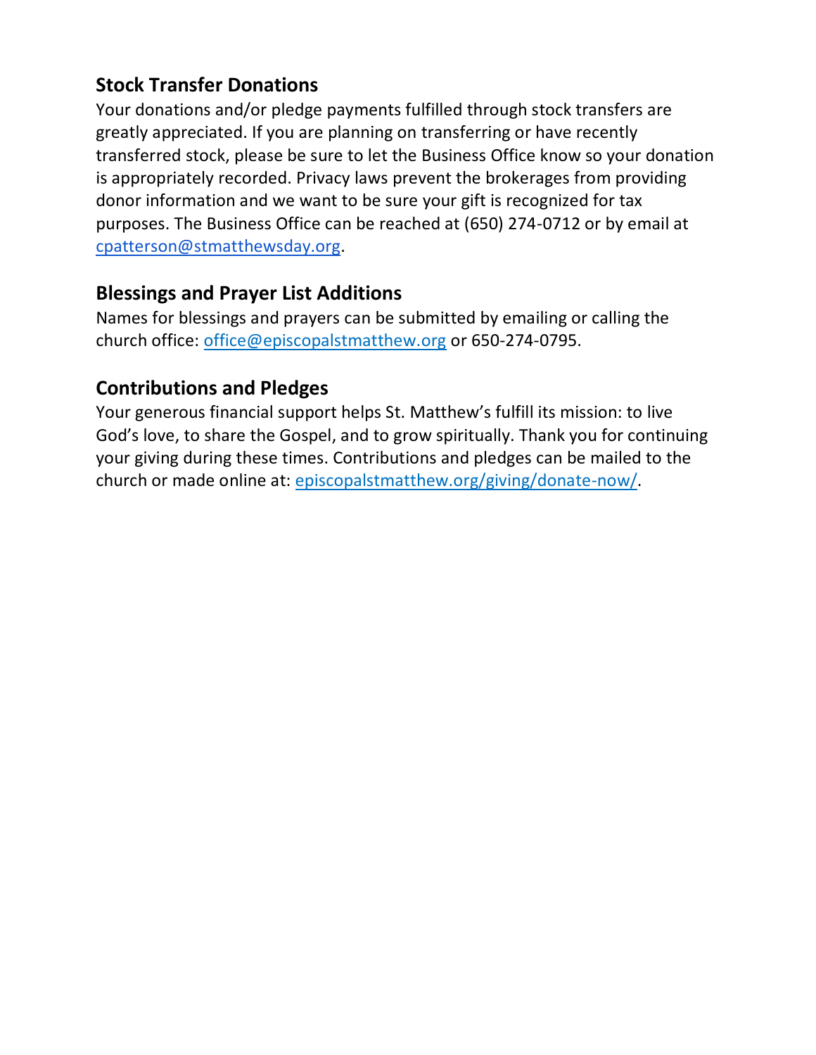## Stock Transfer Donations

Your donations and/or pledge payments fulfilled through stock transfers are greatly appreciated. If you are planning on transferring or have recently transferred stock, please be sure to let the Business Office know so your donation is appropriately recorded. Privacy laws prevent the brokerages from providing donor information and we want to be sure your gift is recognized for tax purposes. The Business Office can be reached at (650) 274-0712 or by email at cpatterson@stmatthewsday.org.

## Blessings and Prayer List Additions

Names for blessings and prayers can be submitted by emailing or calling the church office: office@episcopalstmatthew.org or 650-274-0795.

## Contributions and Pledges

Your generous financial support helps St. Matthew's fulfill its mission: to live God's love, to share the Gospel, and to grow spiritually. Thank you for continuing your giving during these times. Contributions and pledges can be mailed to the church or made online at: episcopalstmatthew.org/giving/donate-now/.